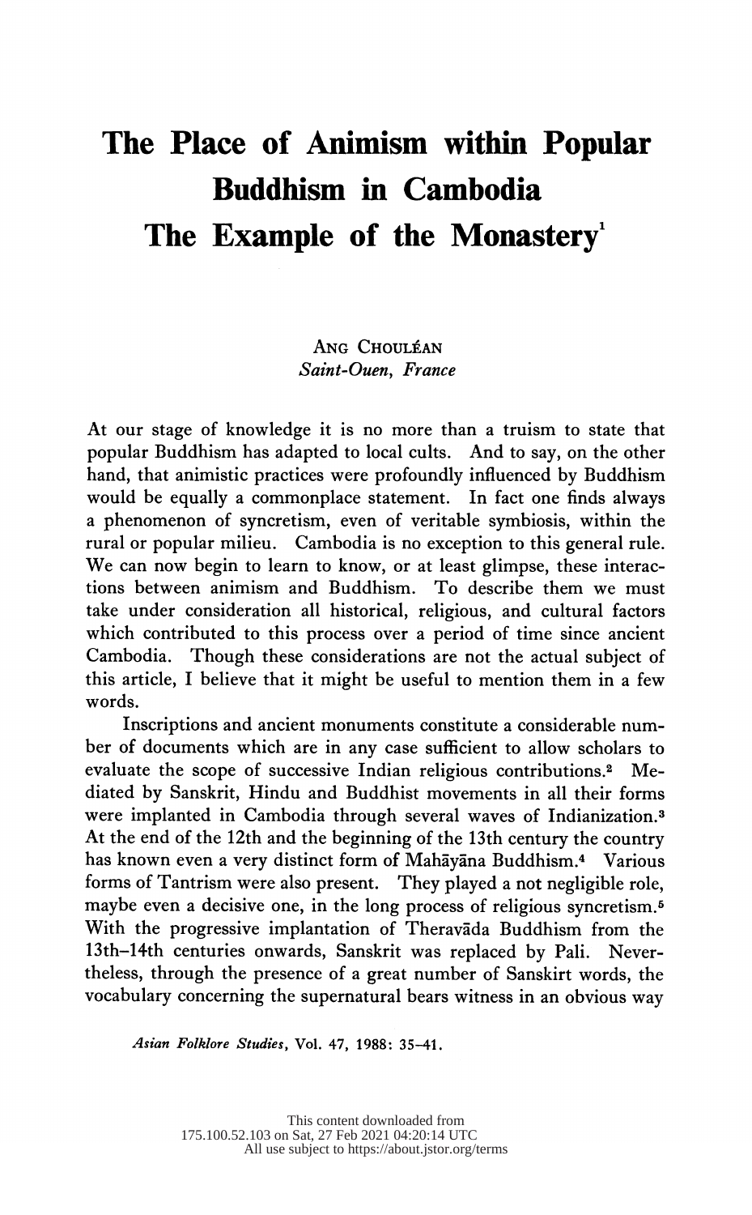# The Place of Animism within Popular Buddhism in Cambodia

# The Example of the Monastery[1]

Ang Chouléan
*Saint-Ouen, France*

At our stage of knowledge it is no more than a truism to state that popular Buddhism has adapted to local cults. And to say, on the other hand, that animistic practices were profoundly influenced by Buddhism would be equally a commonplace statement. In fact one finds always a phenomenon of syncretism, even of veritable symbiosis, within the rural or popular milieu. Cambodia is no exception to this general rule. We can now begin to learn to know, or at least glimpse, these interactions between animism and Buddhism. To describe them we must take under consideration all historical, religious, and cultural factors which contributed to this process over a period of time since ancient Cambodia. Though these considerations are not the actual subject of this article, I believe that it might be useful to mention them in a few words.

Inscriptions and ancient monuments constitute a considerable number of documents which are in any case sufficient to allow scholars to evaluate the scope of successive Indian religious contributions.[2] Mediated by Sanskrit, Hindu and Buddhist movements in all their forms were implanted in Cambodia through several waves of Indianization.[3] At the end of the 12th and the beginning of the 13th century the country has known even a very distinct form of Mahāyāna Buddhism.[4] Various forms of Tantrism were also present. They played a not negligible role, maybe even a decisive one, in the long process of religious syncretism.[5] With the progressive implantation of Theravāda Buddhism from the 13th–14th centuries onwards, Sanskrit was replaced by Pali. Nevertheless, through the presence of a great number of Sanskirt words, the vocabulary concerning the supernatural bears witness in an obvious way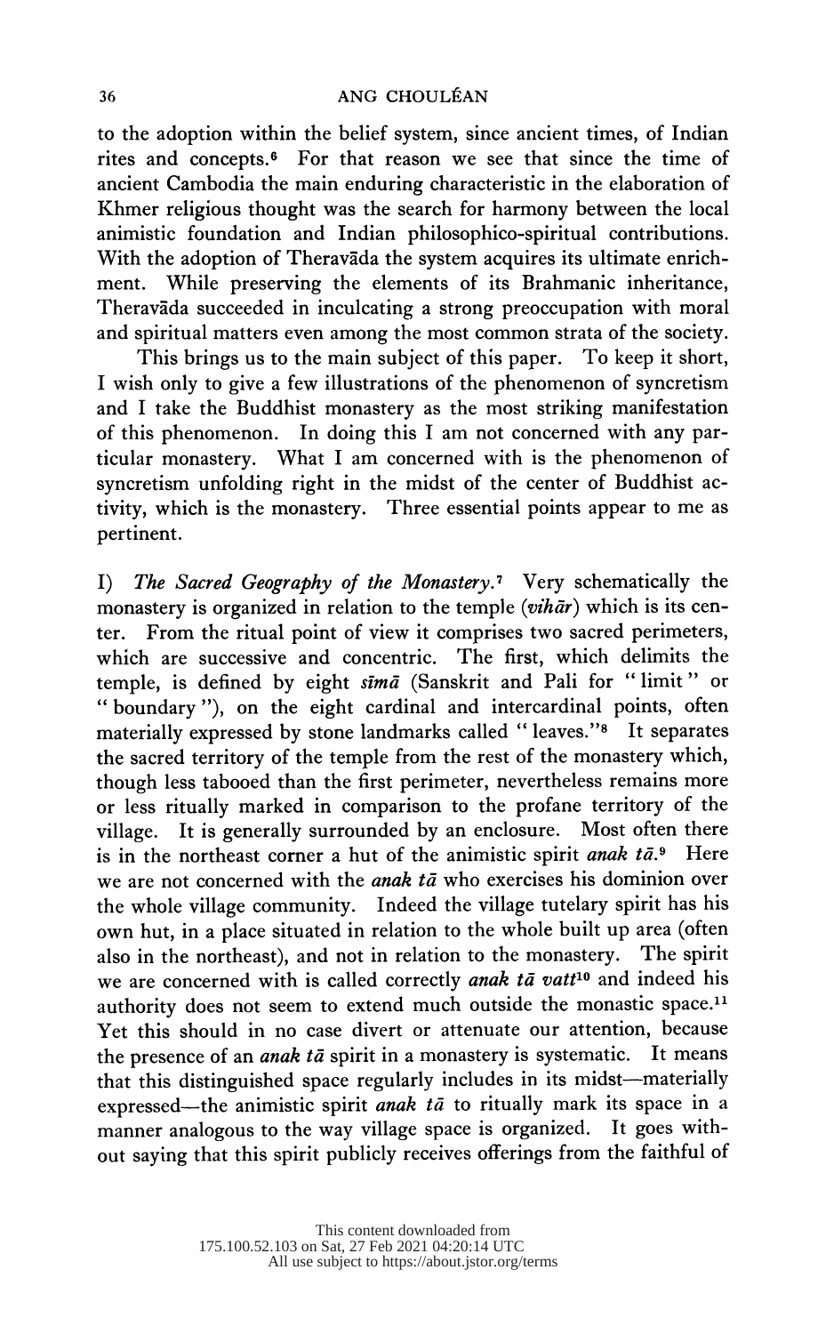to the adoption within the belief system, since ancient times, of Indian rites and concepts.[6] For that reason we see that since the time of ancient Cambodia the main enduring characteristic in the elaboration of Khmer religious thought was the search for harmony between the local animistic foundation and Indian philosophico-spiritual contributions. With the adoption of Theravāda the system acquires its ultimate enrichment. While preserving the elements of its Brahmanic inheritance, Theravāda succeeded in inculcating a strong preoccupation with moral and spiritual matters even among the most common strata of the society.

This brings us to the main subject of this paper. To keep it short, I wish only to give a few illustrations of the phenomenon of syncretism and I take the Buddhist monastery as the most striking manifestation of this phenomenon. In doing this I am not concerned with any particular monastery. What I am concerned with is the phenomenon of syncretism unfolding right in the midst of the center of Buddhist activity, which is the monastery. Three essential points appear to me as pertinent.

I) *The Sacred Geography of the Monastery.*[7] Very schematically the monastery is organized in relation to the temple (*vihār*) which is its center. From the ritual point of view it comprises two sacred perimeters, which are successive and concentric. The first, which delimits the temple, is defined by eight *sīmā* (Sanskrit and Pali for "limit" or "boundary"), on the eight cardinal and intercardinal points, often materially expressed by stone landmarks called "leaves."[8] It separates the sacred territory of the temple from the rest of the monastery which, though less tabooed than the first perimeter, nevertheless remains more or less ritually marked in comparison to the profane territory of the village. It is generally surrounded by an enclosure. Most often there is in the northeast corner a hut of the animistic spirit ***anak tā***.[9] Here we are not concerned with the ***anak tā*** who exercises his dominion over the whole village community. Indeed the village tutelary spirit has his own hut, in a place situated in relation to the whole built up area (often also in the northeast), and not in relation to the monastery. The spirit we are concerned with is called correctly ***anak tā vatt***[10] and indeed his authority does not seem to extend much outside the monastic space.[11] Yet this should in no case divert or attenuate our attention, because the presence of an ***anak tā*** spirit in a monastery is systematic. It means that this distinguished space regularly includes in its midst—materially expressed—the animistic spirit ***anak tā*** to ritually mark its space in a manner analogous to the way village space is organized. It goes without saying that this spirit publicly receives offerings from the faithful of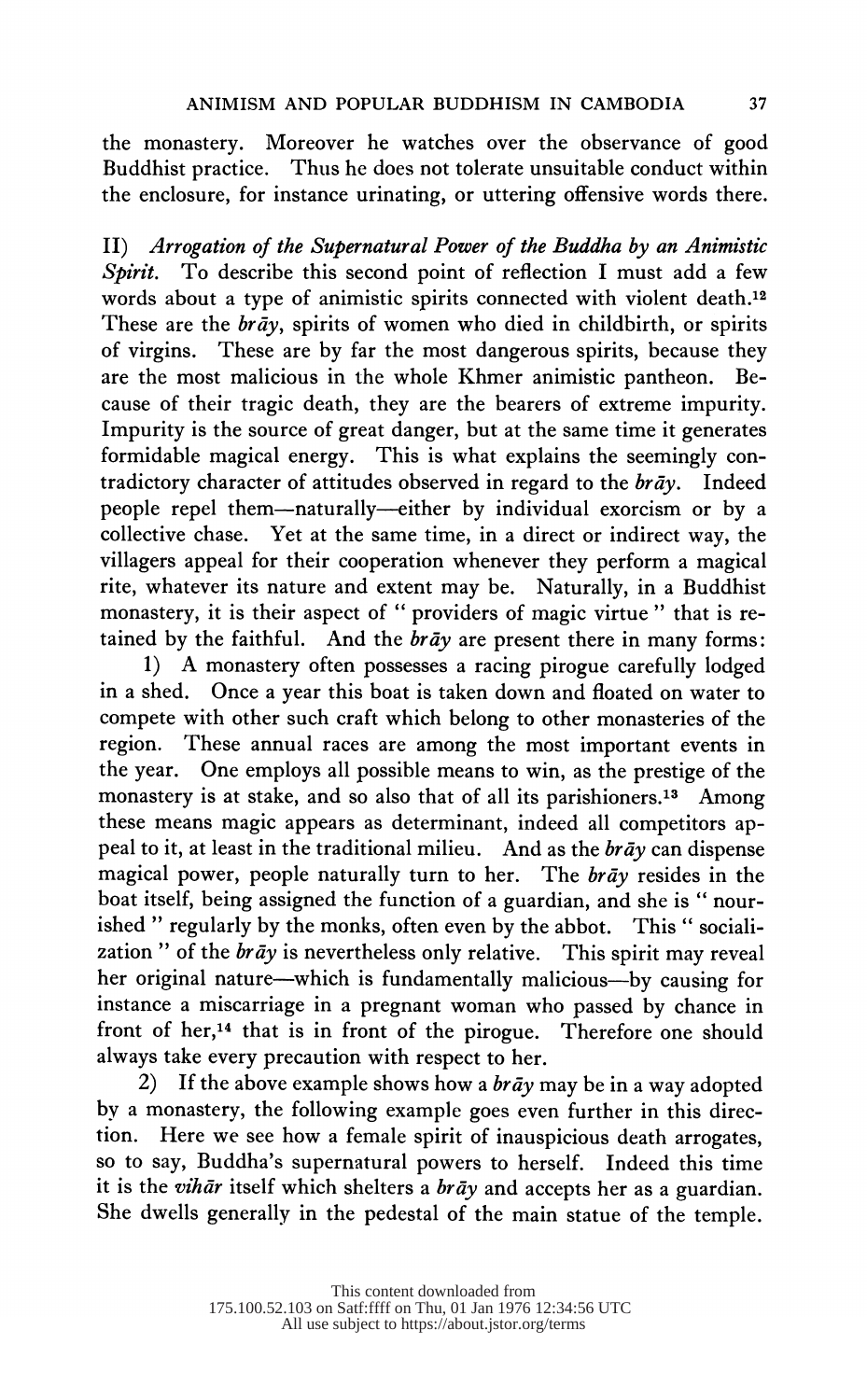the monastery. Moreover he watches over the observance of good Buddhist practice. Thus he does not tolerate unsuitable conduct within the enclosure, for instance urinating, or uttering offensive words there.

II) *Arrogation of the Supernatural Power of the Buddha by an Animistic Spirit.* To describe this second point of reflection I must add a few words about a type of animistic spirits connected with violent death.[12] These are the *brāy*, spirits of women who died in childbirth, or spirits of virgins. These are by far the most dangerous spirits, because they are the most malicious in the whole Khmer animistic pantheon. Because of their tragic death, they are the bearers of extreme impurity. Impurity is the source of great danger, but at the same time it generates formidable magical energy. This is what explains the seemingly contradictory character of attitudes observed in regard to the *brāy*. Indeed people repel them—naturally—either by individual exorcism or by a collective chase. Yet at the same time, in a direct or indirect way, the villagers appeal for their cooperation whenever they perform a magical rite, whatever its nature and extent may be. Naturally, in a Buddhist monastery, it is their aspect of " providers of magic virtue " that is retained by the faithful. And the *brāy* are present there in many forms:

1) A monastery often possesses a racing pirogue carefully lodged in a shed. Once a year this boat is taken down and floated on water to compete with other such craft which belong to other monasteries of the region. These annual races are among the most important events in the year. One employs all possible means to win, as the prestige of the monastery is at stake, and so also that of all its parishioners.[13] Among these means magic appears as determinant, indeed all competitors appeal to it, at least in the traditional milieu. And as the *brāy* can dispense magical power, people naturally turn to her. The *brāy* resides in the boat itself, being assigned the function of a guardian, and she is " nourished " regularly by the monks, often even by the abbot. This " socialization " of the *brāy* is nevertheless only relative. This spirit may reveal her original nature—which is fundamentally malicious—by causing for instance a miscarriage in a pregnant woman who passed by chance in front of her,[14] that is in front of the pirogue. Therefore one should always take every precaution with respect to her.

2) If the above example shows how a *brāy* may be in a way adopted by a monastery, the following example goes even further in this direction. Here we see how a female spirit of inauspicious death arrogates, so to say, Buddha's supernatural powers to herself. Indeed this time it is the *vihār* itself which shelters a *brāy* and accepts her as a guardian. She dwells generally in the pedestal of the main statue of the temple.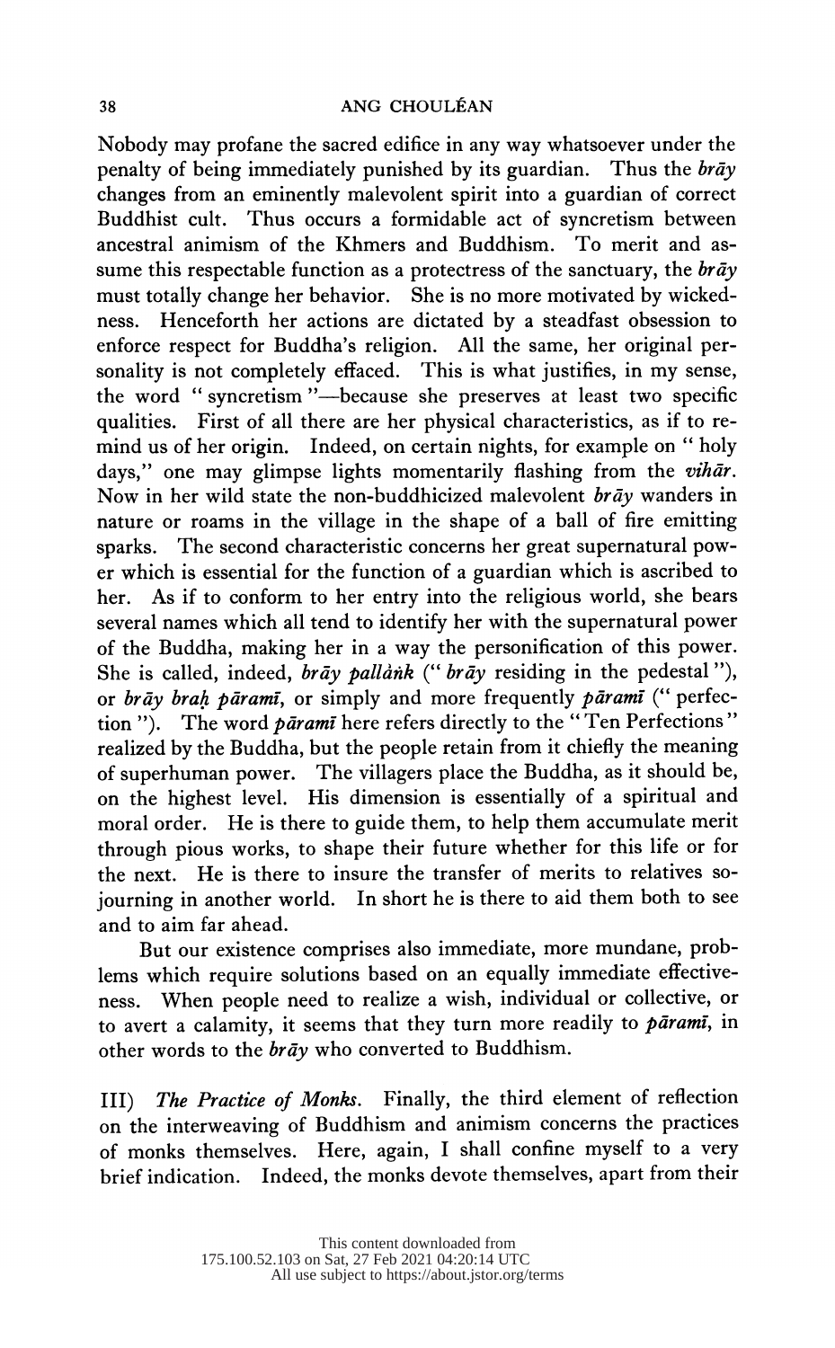Nobody may profane the sacred edifice in any way whatsoever under the penalty of being immediately punished by its guardian. Thus the *brāy* changes from an eminently malevolent spirit into a guardian of correct Buddhist cult. Thus occurs a formidable act of syncretism between ancestral animism of the Khmers and Buddhism. To merit and assume this respectable function as a protectress of the sanctuary, the *brāy* must totally change her behavior. She is no more motivated by wickedness. Henceforth her actions are dictated by a steadfast obsession to enforce respect for Buddha's religion. All the same, her original personality is not completely effaced. This is what justifies, in my sense, the word "syncretism"—because she preserves at least two specific qualities. First of all there are her physical characteristics, as if to remind us of her origin. Indeed, on certain nights, for example on "holy days," one may glimpse lights momentarily flashing from the *vihār*. Now in her wild state the non-buddhicized malevolent *brāy* wanders in nature or roams in the village in the shape of a ball of fire emitting sparks. The second characteristic concerns her great supernatural power which is essential for the function of a guardian which is ascribed to her. As if to conform to her entry into the religious world, she bears several names which all tend to identify her with the supernatural power of the Buddha, making her in a way the personification of this power. She is called, indeed, *brāy pallàṅk* ("*brāy* residing in the pedestal"), or *brāy braḥ pāramī*, or simply and more frequently *pāramī* ("perfection"). The word *pāramī* here refers directly to the "Ten Perfections" realized by the Buddha, but the people retain from it chiefly the meaning of superhuman power. The villagers place the Buddha, as it should be, on the highest level. His dimension is essentially of a spiritual and moral order. He is there to guide them, to help them accumulate merit through pious works, to shape their future whether for this life or for the next. He is there to insure the transfer of merits to relatives sojourning in another world. In short he is there to aid them both to see and to aim far ahead.

But our existence comprises also immediate, more mundane, problems which require solutions based on an equally immediate effectiveness. When people need to realize a wish, individual or collective, or to avert a calamity, it seems that they turn more readily to *pāramī*, in other words to the *brāy* who converted to Buddhism.

III) *The Practice of Monks.* Finally, the third element of reflection on the interweaving of Buddhism and animism concerns the practices of monks themselves. Here, again, I shall confine myself to a very brief indication. Indeed, the monks devote themselves, apart from their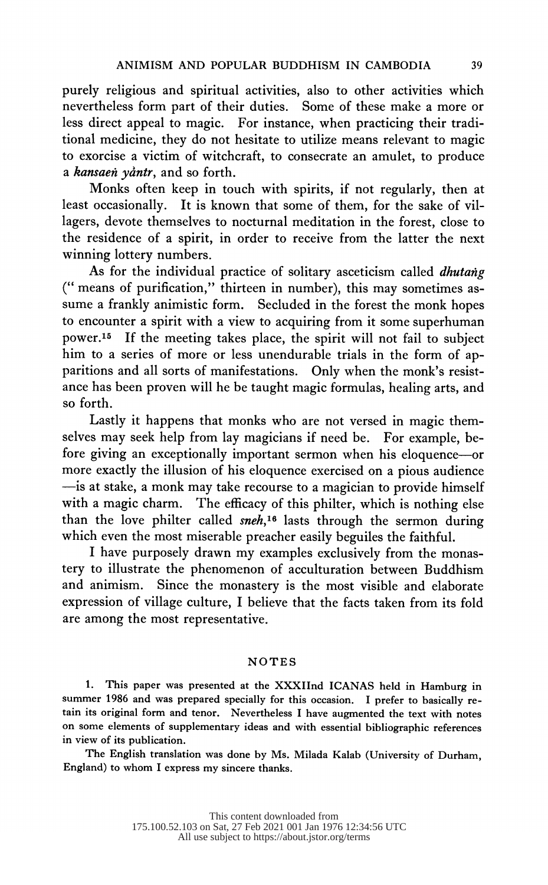purely religious and spiritual activities, also to other activities which nevertheless form part of their duties. Some of these make a more or less direct appeal to magic. For instance, when practicing their traditional medicine, they do not hesitate to utilize means relevant to magic to exorcise a victim of witchcraft, to consecrate an amulet, to produce a ***kansaeṅ yȧntr***, and so forth.

Monks often keep in touch with spirits, if not regularly, then at least occasionally. It is known that some of them, for the sake of villagers, devote themselves to nocturnal meditation in the forest, close to the residence of a spirit, in order to receive from the latter the next winning lottery numbers.

As for the individual practice of solitary asceticism called ***dhutaṅg*** (" means of purification," thirteen in number), this may sometimes assume a frankly animistic form. Secluded in the forest the monk hopes to encounter a spirit with a view to acquiring from it some superhuman power.[15] If the meeting takes place, the spirit will not fail to subject him to a series of more or less unendurable trials in the form of apparitions and all sorts of manifestations. Only when the monk's resistance has been proven will he be taught magic formulas, healing arts, and so forth.

Lastly it happens that monks who are not versed in magic themselves may seek help from lay magicians if need be. For example, before giving an exceptionally important sermon when his eloquence—or more exactly the illusion of his eloquence exercised on a pious audience—is at stake, a monk may take recourse to a magician to provide himself with a magic charm. The efficacy of this philter, which is nothing else than the love philter called ***sneh***,[16] lasts through the sermon during which even the most miserable preacher easily beguiles the faithful.

I have purposely drawn my examples exclusively from the monastery to illustrate the phenomenon of acculturation between Buddhism and animism. Since the monastery is the most visible and elaborate expression of village culture, I believe that the facts taken from its fold are among the most representative.

## NOTES

1. This paper was presented at the XXXIInd ICANAS held in Hamburg in summer 1986 and was prepared specially for this occasion. I prefer to basically retain its original form and tenor. Nevertheless I have augmented the text with notes on some elements of supplementary ideas and with essential bibliographic references in view of its publication.

The English translation was done by Ms. Milada Kalab (University of Durham, England) to whom I express my sincere thanks.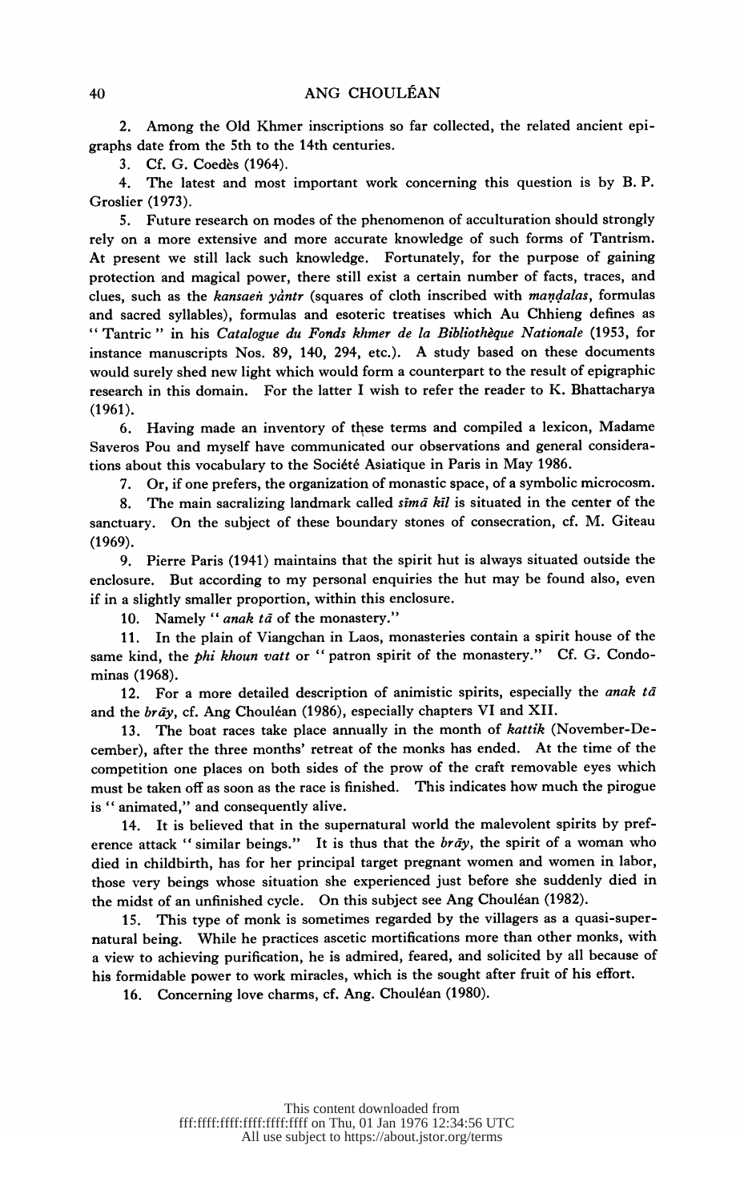2. Among the Old Khmer inscriptions so far collected, the related ancient epigraphs date from the 5th to the 14th centuries.

3. Cf. G. Coedès (1964).

4. The latest and most important work concerning this question is by B. P. Groslier (1973).

5. Future research on modes of the phenomenon of acculturation should strongly rely on a more extensive and more accurate knowledge of such forms of Tantrism. At present we still lack such knowledge. Fortunately, for the purpose of gaining protection and magical power, there still exist a certain number of facts, traces, and clues, such as the *kansaeṅ yàntr* (squares of cloth inscribed with *maṇḍalas*, formulas and sacred syllables), formulas and esoteric treatises which Au Chhieng defines as "Tantric" in his *Catalogue du Fonds khmer de la Bibliothèque Nationale* (1953, for instance manuscripts Nos. 89, 140, 294, etc.). A study based on these documents would surely shed new light which would form a counterpart to the result of epigraphic research in this domain. For the latter I wish to refer the reader to K. Bhattacharya (1961).

6. Having made an inventory of these terms and compiled a lexicon, Madame Saveros Pou and myself have communicated our observations and general considerations about this vocabulary to the Société Asiatique in Paris in May 1986.

7. Or, if one prefers, the organization of monastic space, of a symbolic microcosm.

8. The main sacralizing landmark called *sīmā kīl* is situated in the center of the sanctuary. On the subject of these boundary stones of consecration, cf. M. Giteau (1969).

9. Pierre Paris (1941) maintains that the spirit hut is always situated outside the enclosure. But according to my personal enquiries the hut may be found also, even if in a slightly smaller proportion, within this enclosure.

10. Namely "*anak tā* of the monastery."

11. In the plain of Viangchan in Laos, monasteries contain a spirit house of the same kind, the *phi khoun vatt* or "patron spirit of the monastery." Cf. G. Condominas (1968).

12. For a more detailed description of animistic spirits, especially the *anak tā* and the *brāy*, cf. Ang Chouléan (1986), especially chapters VI and XII.

13. The boat races take place annually in the month of *kattik* (November-December), after the three months' retreat of the monks has ended. At the time of the competition one places on both sides of the prow of the craft removable eyes which must be taken off as soon as the race is finished. This indicates how much the pirogue is "animated," and consequently alive.

14. It is believed that in the supernatural world the malevolent spirits by preference attack "similar beings." It is thus that the *brāy*, the spirit of a woman who died in childbirth, has for her principal target pregnant women and women in labor, those very beings whose situation she experienced just before she suddenly died in the midst of an unfinished cycle. On this subject see Ang Chouléan (1982).

15. This type of monk is sometimes regarded by the villagers as a quasi-supernatural being. While he practices ascetic mortifications more than other monks, with a view to achieving purification, he is admired, feared, and solicited by all because of his formidable power to work miracles, which is the sought after fruit of his effort.

16. Concerning love charms, cf. Ang. Chouléan (1980).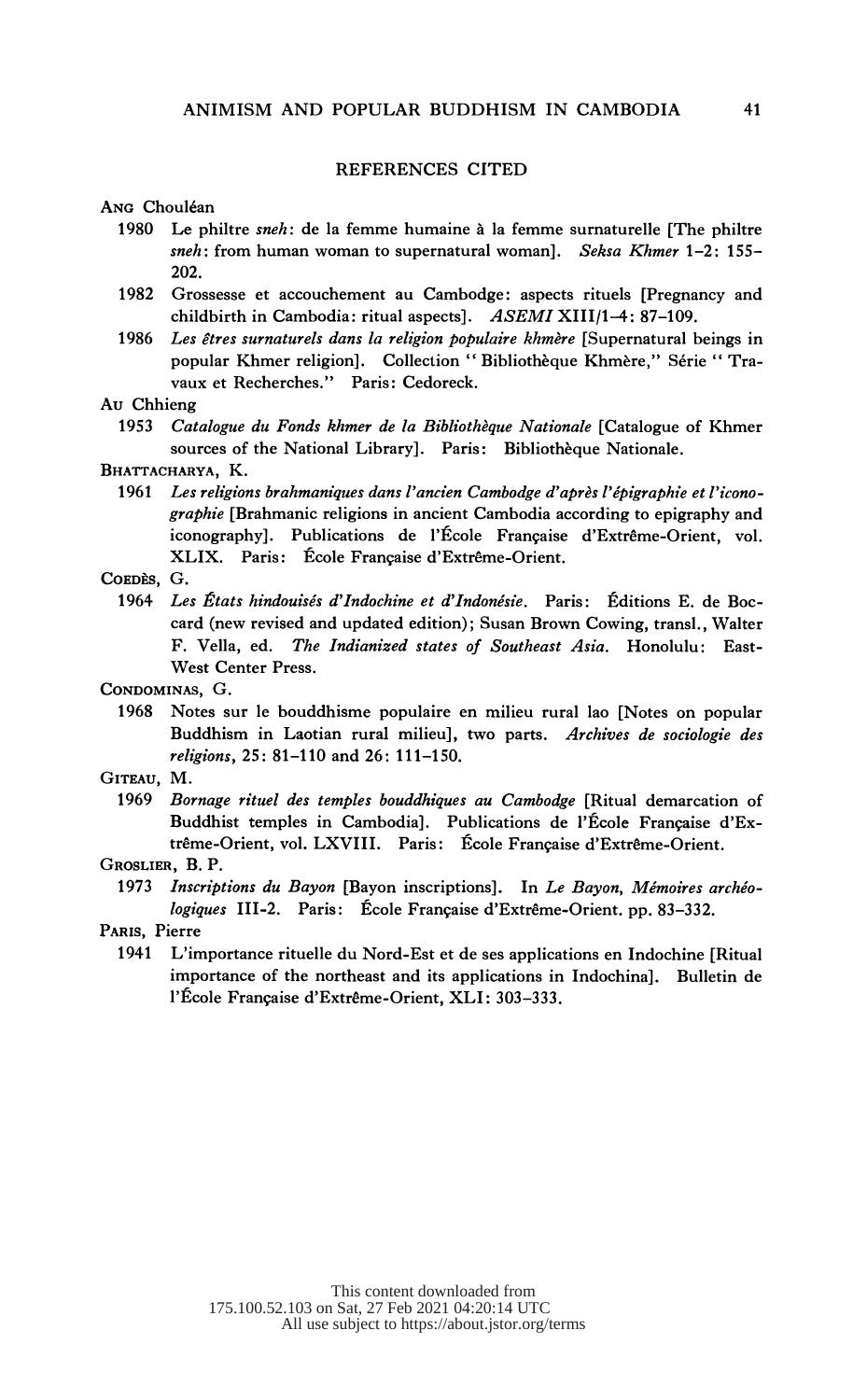## REFERENCES CITED

ANG Chouléan

1980 Le philtre *sneh*: de la femme humaine à la femme surnaturelle [The philtre *sneh*: from human woman to supernatural woman]. *Seksa Khmer* 1–2: 155–202.

1982 Grossesse et accouchement au Cambodge: aspects rituels [Pregnancy and childbirth in Cambodia: ritual aspects]. *ASEMI* XIII/1–4: 87–109.

1986 *Les êtres surnaturels dans la religion populaire khmère* [Supernatural beings in popular Khmer religion]. Collection "Bibliothèque Khmère," Série "Travaux et Recherches." Paris: Cedoreck.

AU Chhieng

1953 *Catalogue du Fonds khmer de la Bibliothèque Nationale* [Catalogue of Khmer sources of the National Library]. Paris: Bibliothèque Nationale.

BHATTACHARYA, K.

1961 *Les religions brahmaniques dans l'ancien Cambodge d'après l'épigraphie et l'iconographie* [Brahmanic religions in ancient Cambodia according to epigraphy and iconography]. Publications de l'École Française d'Extrême-Orient, vol. XLIX. Paris: École Française d'Extrême-Orient.

COEDÈS, G.

1964 *Les États hindouisés d'Indochine et d'Indonésie*. Paris: Éditions E. de Boccard (new revised and updated edition); Susan Brown Cowing, transl., Walter F. Vella, ed. *The Indianized states of Southeast Asia*. Honolulu: East-West Center Press.

CONDOMINAS, G.

1968 Notes sur le bouddhisme populaire en milieu rural lao [Notes on popular Buddhism in Laotian rural milieu], two parts. *Archives de sociologie des religions*, 25: 81–110 and 26: 111–150.

GITEAU, M.

1969 *Bornage rituel des temples bouddhiques au Cambodge* [Ritual demarcation of Buddhist temples in Cambodia]. Publications de l'École Française d'Extrême-Orient, vol. LXVIII. Paris: École Française d'Extrême-Orient.

GROSLIER, B. P.

1973 *Inscriptions du Bayon* [Bayon inscriptions]. In *Le Bayon, Mémoires archéologiques* III-2. Paris: École Française d'Extrême-Orient. pp. 83–332.

PARIS, Pierre

1941 L'importance rituelle du Nord-Est et de ses applications en Indochine [Ritual importance of the northeast and its applications in Indochina]. Bulletin de l'École Française d'Extrême-Orient, XLI: 303–333.